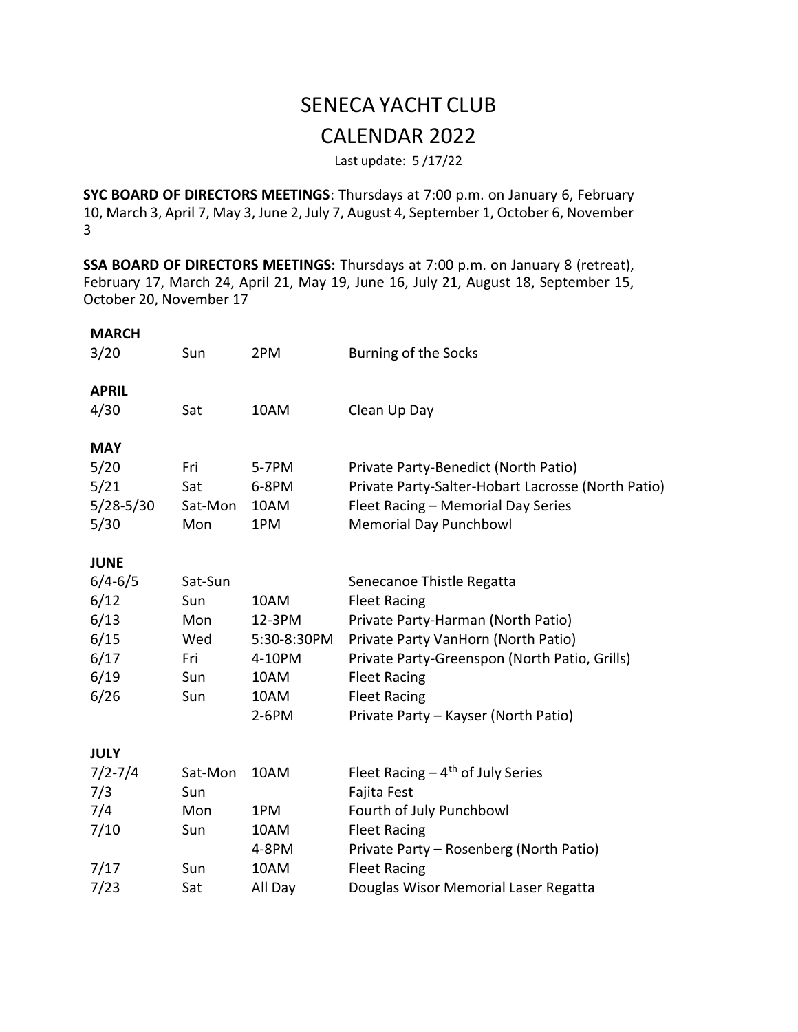# SENECA YACHT CLUB

# CALENDAR 2022

Last update: 5 /17/22

**SYC BOARD OF DIRECTORS MEETINGS**: Thursdays at 7:00 p.m. on January 6, February 10, March 3, April 7, May 3, June 2, July 7, August 4, September 1, October 6, November 3

**SSA BOARD OF DIRECTORS MEETINGS:** Thursdays at 7:00 p.m. on January 8 (retreat), February 17, March 24, April 21, May 19, June 16, July 21, August 18, September 15, October 20, November 17

| | | | |
|---|---|---|---|
| **MARCH** | | | |
| 3/20 | Sun | 2PM | Burning of the Socks |
| **APRIL** | | | |
| 4/30 | Sat | 10AM | Clean Up Day |
| **MAY** | | | |
| 5/20 | Fri | 5-7PM | Private Party-Benedict (North Patio) |
| 5/21 | Sat | 6-8PM | Private Party-Salter-Hobart Lacrosse (North Patio) |
| 5/28-5/30 | Sat-Mon | 10AM | Fleet Racing – Memorial Day Series |
| 5/30 | Mon | 1PM | Memorial Day Punchbowl |
| **JUNE** | | | |
| 6/4-6/5 | Sat-Sun | | Senecanoe Thistle Regatta |
| 6/12 | Sun | 10AM | Fleet Racing |
| 6/13 | Mon | 12-3PM | Private Party-Harman (North Patio) |
| 6/15 | Wed | 5:30-8:30PM | Private Party VanHorn (North Patio) |
| 6/17 | Fri | 4-10PM | Private Party-Greenspon (North Patio, Grills) |
| 6/19 | Sun | 10AM | Fleet Racing |
| 6/26 | Sun | 10AM | Fleet Racing |
| | | 2-6PM | Private Party – Kayser (North Patio) |
| **JULY** | | | |
| 7/2-7/4 | Sat-Mon | 10AM | Fleet Racing – 4th of July Series |
| 7/3 | Sun | | Fajita Fest |
| 7/4 | Mon | 1PM | Fourth of July Punchbowl |
| 7/10 | Sun | 10AM | Fleet Racing |
| | | 4-8PM | Private Party – Rosenberg (North Patio) |
| 7/17 | Sun | 10AM | Fleet Racing |
| 7/23 | Sat | All Day | Douglas Wisor Memorial Laser Regatta |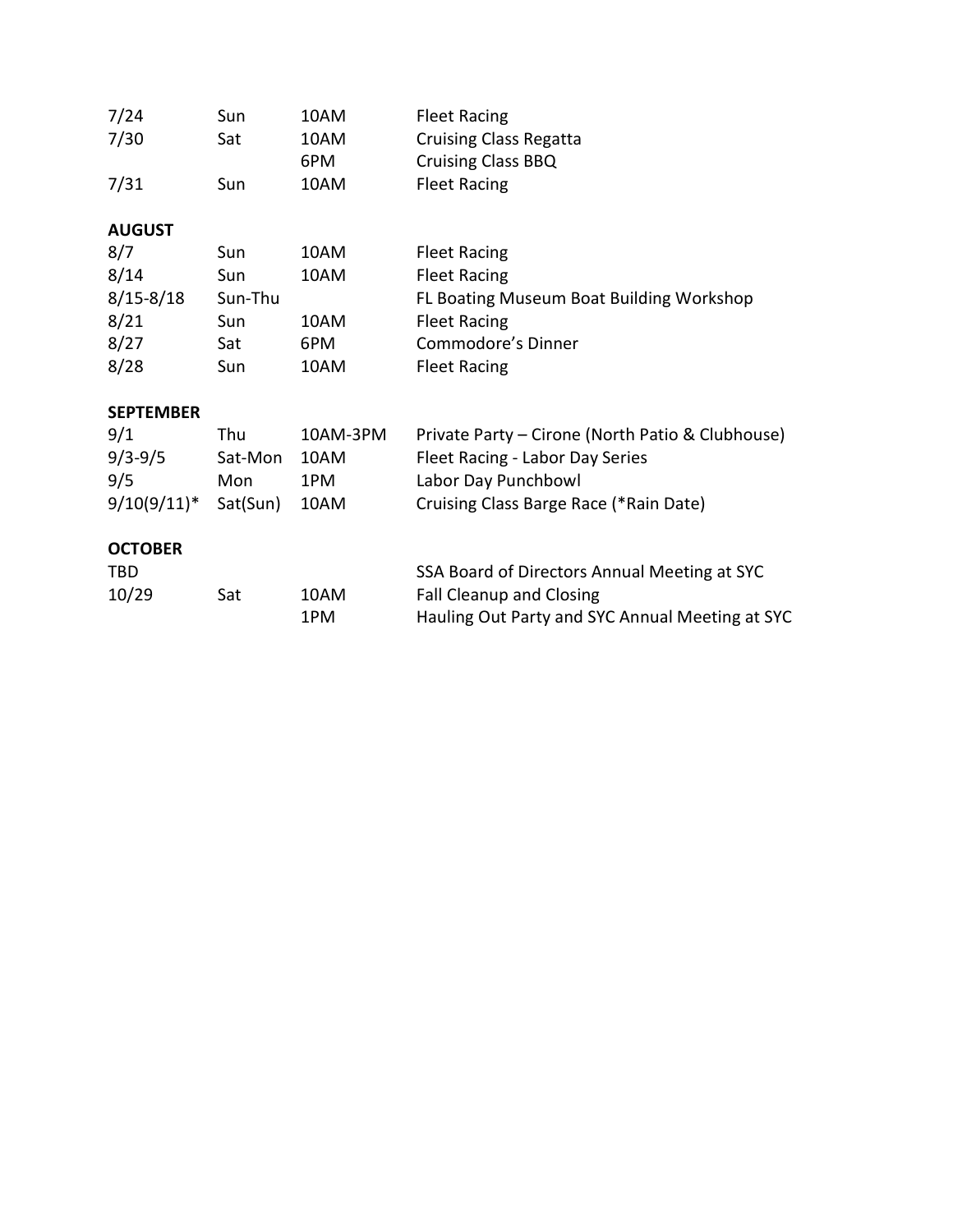| | | | |
|---|---|---|---|
| 7/24 | Sun | 10AM | Fleet Racing |
| 7/30 | Sat | 10AM | Cruising Class Regatta |
| | | 6PM | Cruising Class BBQ |
| 7/31 | Sun | 10AM | Fleet Racing |

**AUGUST**

| | | | |
|---|---|---|---|
| 8/7 | Sun | 10AM | Fleet Racing |
| 8/14 | Sun | 10AM | Fleet Racing |
| 8/15-8/18 | Sun-Thu | | FL Boating Museum Boat Building Workshop |
| 8/21 | Sun | 10AM | Fleet Racing |
| 8/27 | Sat | 6PM | Commodore's Dinner |
| 8/28 | Sun | 10AM | Fleet Racing |

**SEPTEMBER**

| | | | |
|---|---|---|---|
| 9/1 | Thu | 10AM-3PM | Private Party – Cirone (North Patio & Clubhouse) |
| 9/3-9/5 | Sat-Mon | 10AM | Fleet Racing - Labor Day Series |
| 9/5 | Mon | 1PM | Labor Day Punchbowl |
| 9/10(9/11)* | Sat(Sun) | 10AM | Cruising Class Barge Race (*Rain Date) |

**OCTOBER**

| | | | |
|---|---|---|---|
| TBD | | | SSA Board of Directors Annual Meeting at SYC |
| 10/29 | Sat | 10AM | Fall Cleanup and Closing |
| | | 1PM | Hauling Out Party and SYC Annual Meeting at SYC |